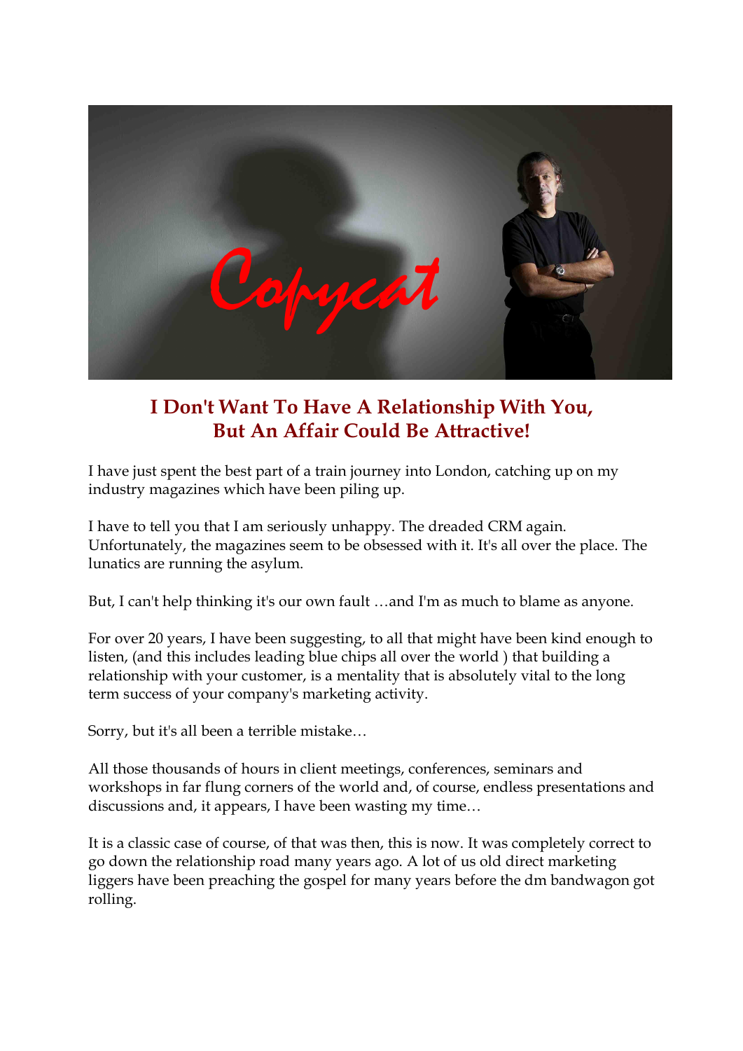# I Don't Want To Have A Relationship With You, But An Affair Could Be Attractive!

I have just spent the best part of a train journey into London, catching up on my industry magazines which have been piling up.

I have to tell you that I am seriously unhappy. The dreaded CRM again. Unfortunately, the magazines seem to be obsessed with it. It's all over the place. The lunatics are running the asylum.

But, I can't help thinking it's our own fault …and I'm as much to blame as anyone.

For over 20 years, I have been suggesting, to all that might have been kind enough to listen, (and this includes leading blue chips all over the world ) that building a relationship with your customer, is a mentality that is absolutely vital to the long term success of your company's marketing activity.

Sorry, but it's all been a terrible mistake…

All those thousands of hours in client meetings, conferences, seminars and workshops in far flung corners of the world and, of course, endless presentations and discussions and, it appears, I have been wasting my time…

It is a classic case of course, of that was then, this is now. It was completely correct to go down the relationship road many years ago. A lot of us old direct marketing liggers have been preaching the gospel for many years before the dm bandwagon got rolling.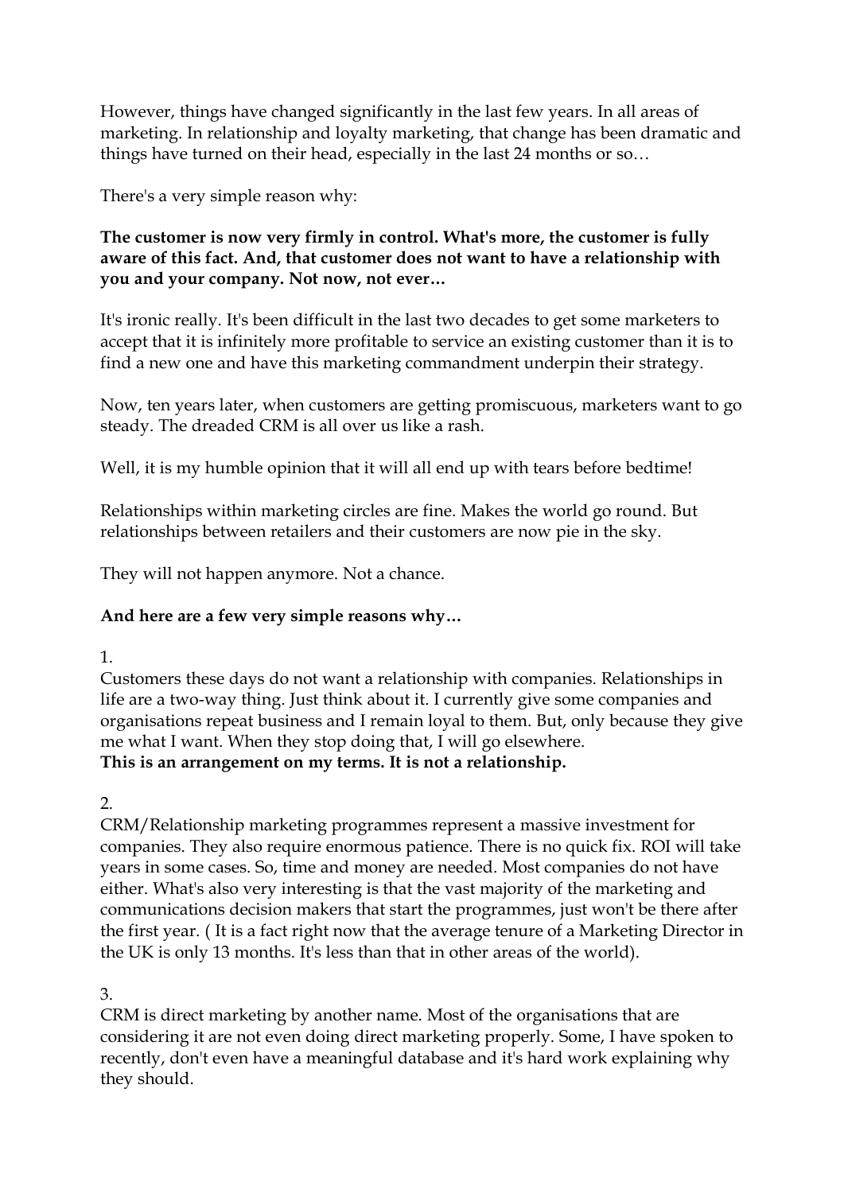However, things have changed significantly in the last few years. In all areas of marketing. In relationship and loyalty marketing, that change has been dramatic and things have turned on their head, especially in the last 24 months or so…

There's a very simple reason why:

**The customer is now very firmly in control. What's more, the customer is fully aware of this fact. And, that customer does not want to have a relationship with you and your company. Not now, not ever…**

It's ironic really. It's been difficult in the last two decades to get some marketers to accept that it is infinitely more profitable to service an existing customer than it is to find a new one and have this marketing commandment underpin their strategy.

Now, ten years later, when customers are getting promiscuous, marketers want to go steady. The dreaded CRM is all over us like a rash.

Well, it is my humble opinion that it will all end up with tears before bedtime!

Relationships within marketing circles are fine. Makes the world go round. But relationships between retailers and their customers are now pie in the sky.

They will not happen anymore. Not a chance.

**And here are a few very simple reasons why…**

1.
Customers these days do not want a relationship with companies. Relationships in life are a two-way thing. Just think about it. I currently give some companies and organisations repeat business and I remain loyal to them. But, only because they give me what I want. When they stop doing that, I will go elsewhere.
**This is an arrangement on my terms. It is not a relationship.**

2.
CRM/Relationship marketing programmes represent a massive investment for companies. They also require enormous patience. There is no quick fix. ROI will take years in some cases. So, time and money are needed. Most companies do not have either. What's also very interesting is that the vast majority of the marketing and communications decision makers that start the programmes, just won't be there after the first year. ( It is a fact right now that the average tenure of a Marketing Director in the UK is only 13 months. It's less than that in other areas of the world).

3.
CRM is direct marketing by another name. Most of the organisations that are considering it are not even doing direct marketing properly. Some, I have spoken to recently, don't even have a meaningful database and it's hard work explaining why they should.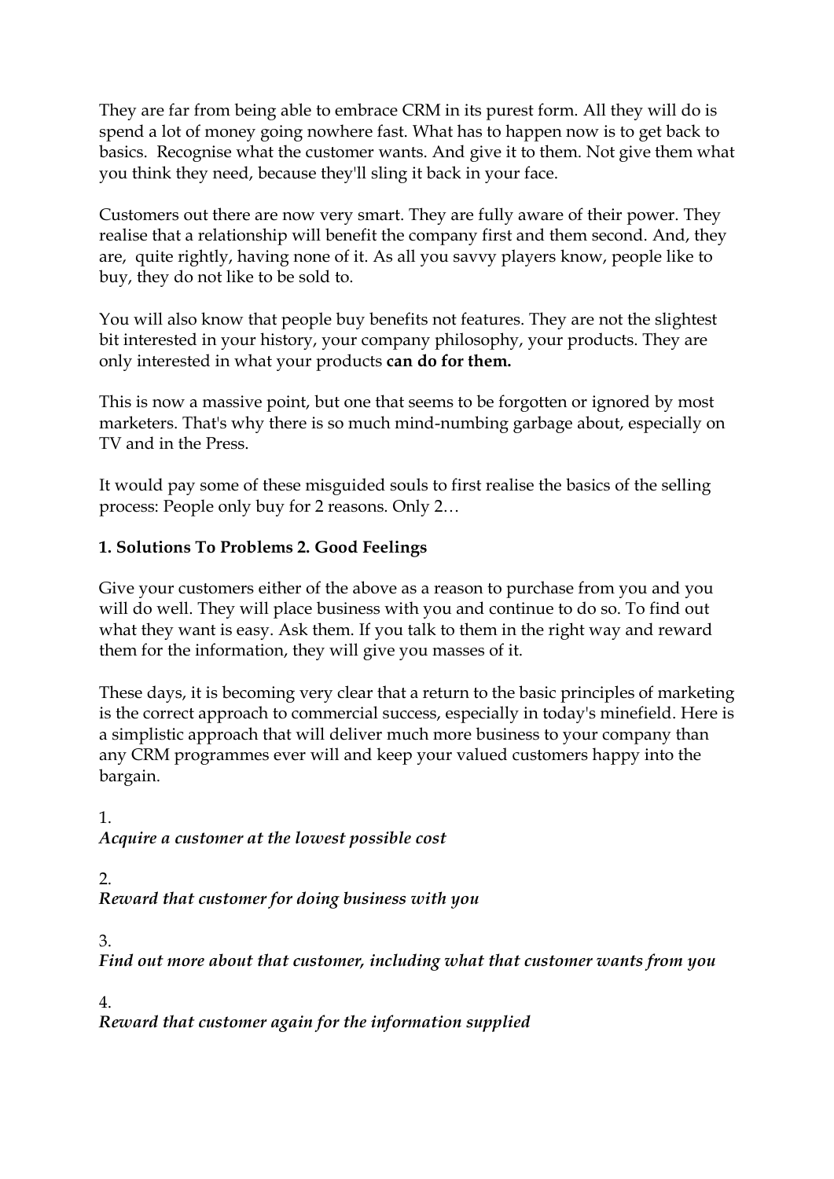They are far from being able to embrace CRM in its purest form. All they will do is spend a lot of money going nowhere fast. What has to happen now is to get back to basics. Recognise what the customer wants. And give it to them. Not give them what you think they need, because they'll sling it back in your face.

Customers out there are now very smart. They are fully aware of their power. They realise that a relationship will benefit the company first and them second. And, they are, quite rightly, having none of it. As all you savvy players know, people like to buy, they do not like to be sold to.

You will also know that people buy benefits not features. They are not the slightest bit interested in your history, your company philosophy, your products. They are only interested in what your products **can do for them.**

This is now a massive point, but one that seems to be forgotten or ignored by most marketers. That's why there is so much mind-numbing garbage about, especially on TV and in the Press.

It would pay some of these misguided souls to first realise the basics of the selling process: People only buy for 2 reasons. Only 2…

**1. Solutions To Problems 2. Good Feelings**

Give your customers either of the above as a reason to purchase from you and you will do well. They will place business with you and continue to do so. To find out what they want is easy. Ask them. If you talk to them in the right way and reward them for the information, they will give you masses of it.

These days, it is becoming very clear that a return to the basic principles of marketing is the correct approach to commercial success, especially in today's minefield. Here is a simplistic approach that will deliver much more business to your company than any CRM programmes ever will and keep your valued customers happy into the bargain.

1.
*Acquire a customer at the lowest possible cost*

2.
*Reward that customer for doing business with you*

3.
*Find out more about that customer, including what that customer wants from you*

4.
*Reward that customer again for the information supplied*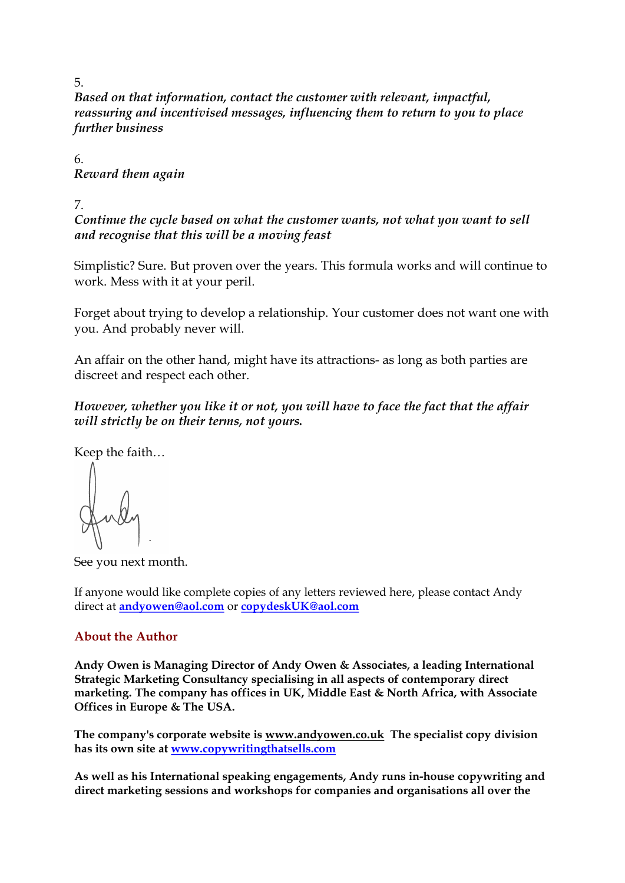5.
*Based on that information, contact the customer with relevant, impactful, reassuring and incentivised messages, influencing them to return to you to place further business*

6.
*Reward them again*

7.
*Continue the cycle based on what the customer wants, not what you want to sell and recognise that this will be a moving feast*

Simplistic? Sure. But proven over the years. This formula works and will continue to work. Mess with it at your peril.

Forget about trying to develop a relationship. Your customer does not want one with you. And probably never will.

An affair on the other hand, might have its attractions- as long as both parties are discreet and respect each other.

***However, whether you like it or not, you will have to face the fact that the affair will strictly be on their terms, not yours.***

Keep the faith…

Andy

See you next month.

If anyone would like complete copies of any letters reviewed here, please contact Andy direct at **andyowen@aol.com** or **copydeskUK@aol.com**

## About the Author

**Andy Owen is Managing Director of Andy Owen & Associates, a leading International Strategic Marketing Consultancy specialising in all aspects of contemporary direct marketing. The company has offices in UK, Middle East & North Africa, with Associate Offices in Europe & The USA.**

**The company's corporate website is www.andyowen.co.uk The specialist copy division has its own site at www.copywritingthatsells.com**

**As well as his International speaking engagements, Andy runs in-house copywriting and direct marketing sessions and workshops for companies and organisations all over the**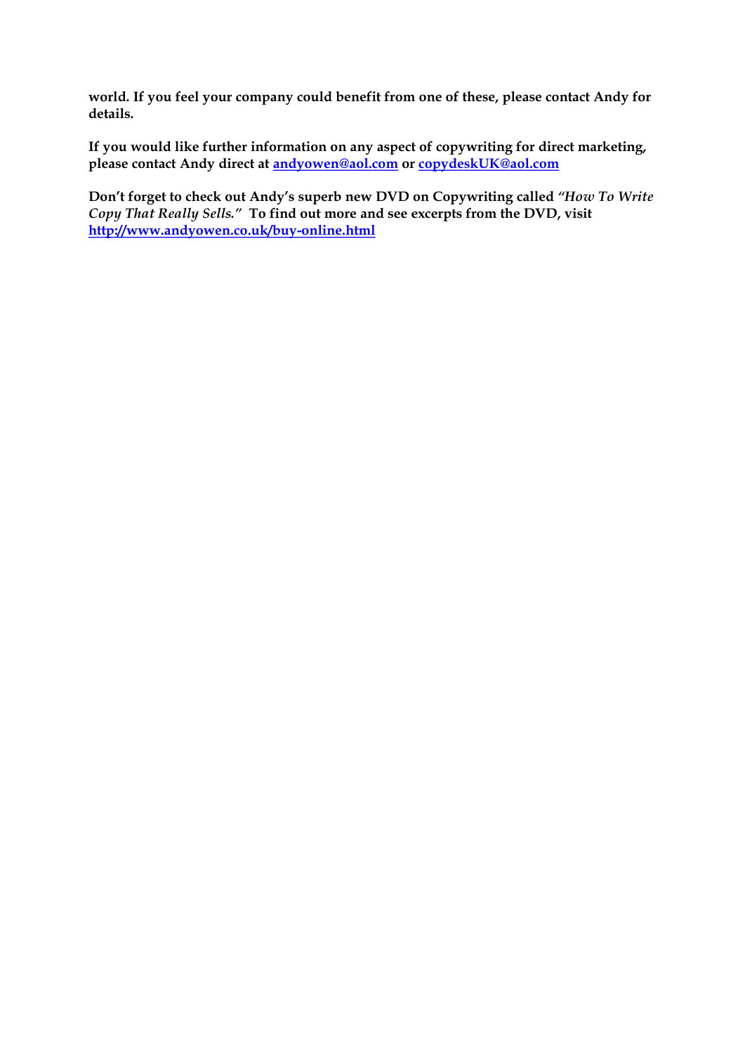**world. If you feel your company could benefit from one of these, please contact Andy for details.**

**If you would like further information on any aspect of copywriting for direct marketing, please contact Andy direct at andyowen@aol.com or copydeskUK@aol.com**

**Don't forget to check out Andy's superb new DVD on Copywriting called *"How To Write Copy That Really Sells."* To find out more and see excerpts from the DVD, visit http://www.andyowen.co.uk/buy-online.html**